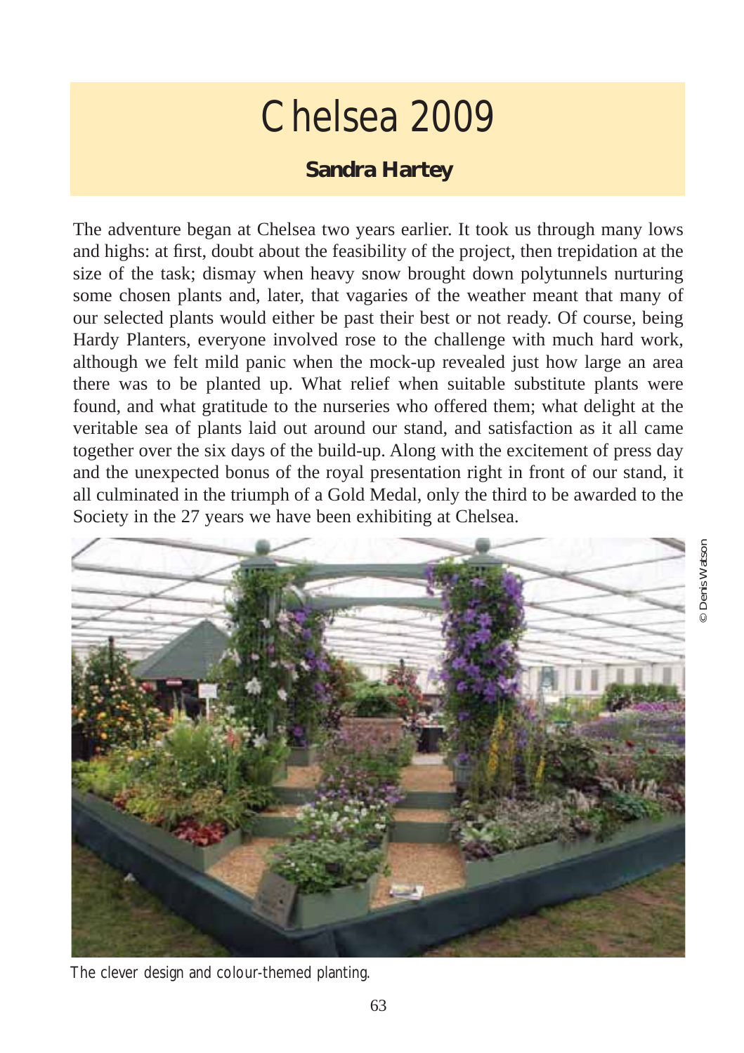# Chelsea 2009

**Sandra Hartey**

The adventure began at Chelsea two years earlier. It took us through many lows and highs: at first, doubt about the feasibility of the project, then trepidation at the size of the task; dismay when heavy snow brought down polytunnels nurturing some chosen plants and, later, that vagaries of the weather meant that many of our selected plants would either be past their best or not ready. Of course, being Hardy Planters, everyone involved rose to the challenge with much hard work, although we felt mild panic when the mock-up revealed just how large an area there was to be planted up. What relief when suitable substitute plants were found, and what gratitude to the nurseries who offered them; what delight at the veritable sea of plants laid out around our stand, and satisfaction as it all came together over the six days of the build-up. Along with the excitement of press day and the unexpected bonus of the royal presentation right in front of our stand, it all culminated in the triumph of a Gold Medal, only the third to be awarded to the Society in the 27 years we have been exhibiting at Chelsea.

© Denis Watson

The clever design and colour-themed planting.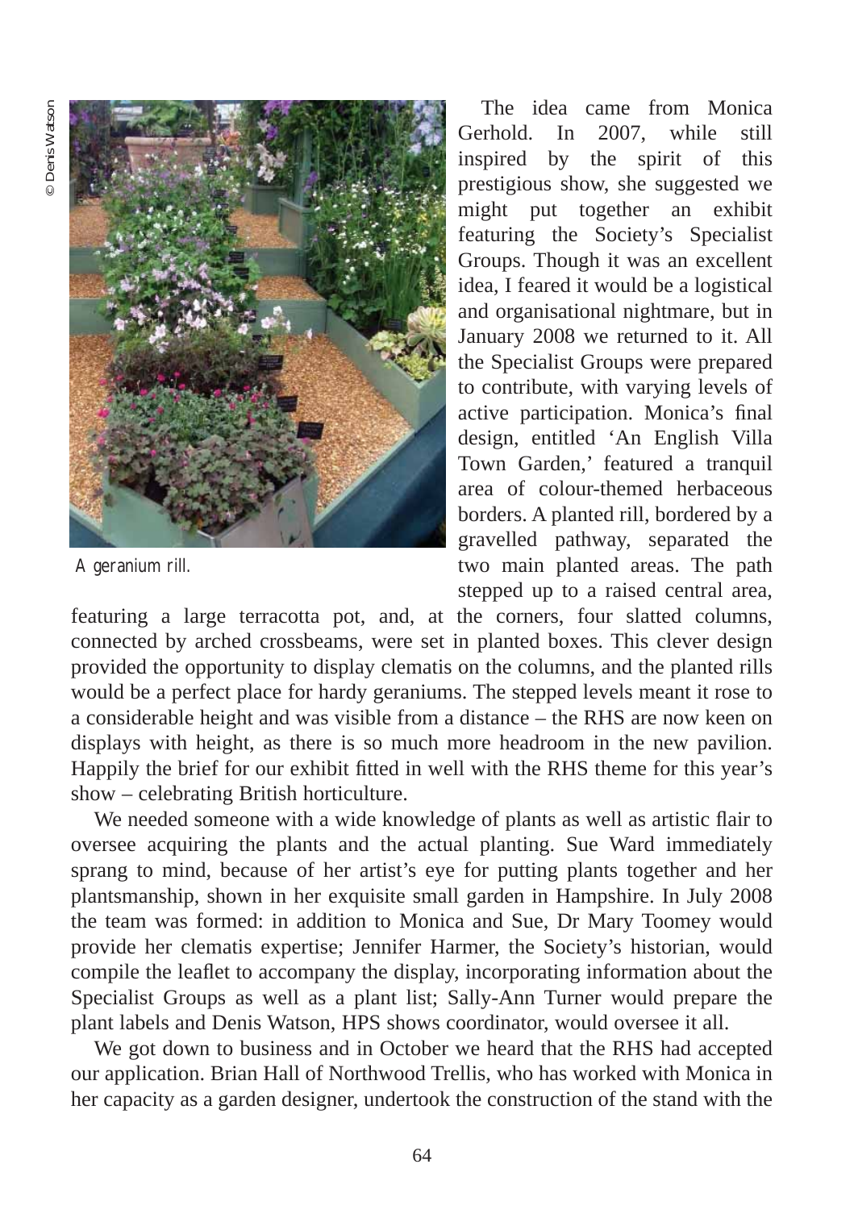© Denis Watson

A geranium rill.

The idea came from Monica Gerhold. In 2007, while still inspired by the spirit of this prestigious show, she suggested we might put together an exhibit featuring the Society's Specialist Groups. Though it was an excellent idea, I feared it would be a logistical and organisational nightmare, but in January 2008 we returned to it. All the Specialist Groups were prepared to contribute, with varying levels of active participation. Monica's final design, entitled 'An English Villa Town Garden,' featured a tranquil area of colour-themed herbaceous borders. A planted rill, bordered by a gravelled pathway, separated the two main planted areas. The path stepped up to a raised central area, featuring a large terracotta pot, and, at the corners, four slatted columns, connected by arched crossbeams, were set in planted boxes. This clever design provided the opportunity to display clematis on the columns, and the planted rills would be a perfect place for hardy geraniums. The stepped levels meant it rose to a considerable height and was visible from a distance – the RHS are now keen on displays with height, as there is so much more headroom in the new pavilion. Happily the brief for our exhibit fitted in well with the RHS theme for this year's show – celebrating British horticulture.

We needed someone with a wide knowledge of plants as well as artistic flair to oversee acquiring the plants and the actual planting. Sue Ward immediately sprang to mind, because of her artist's eye for putting plants together and her plantsmanship, shown in her exquisite small garden in Hampshire. In July 2008 the team was formed: in addition to Monica and Sue, Dr Mary Toomey would provide her clematis expertise; Jennifer Harmer, the Society's historian, would compile the leaflet to accompany the display, incorporating information about the Specialist Groups as well as a plant list; Sally-Ann Turner would prepare the plant labels and Denis Watson, HPS shows coordinator, would oversee it all.

We got down to business and in October we heard that the RHS had accepted our application. Brian Hall of Northwood Trellis, who has worked with Monica in her capacity as a garden designer, undertook the construction of the stand with the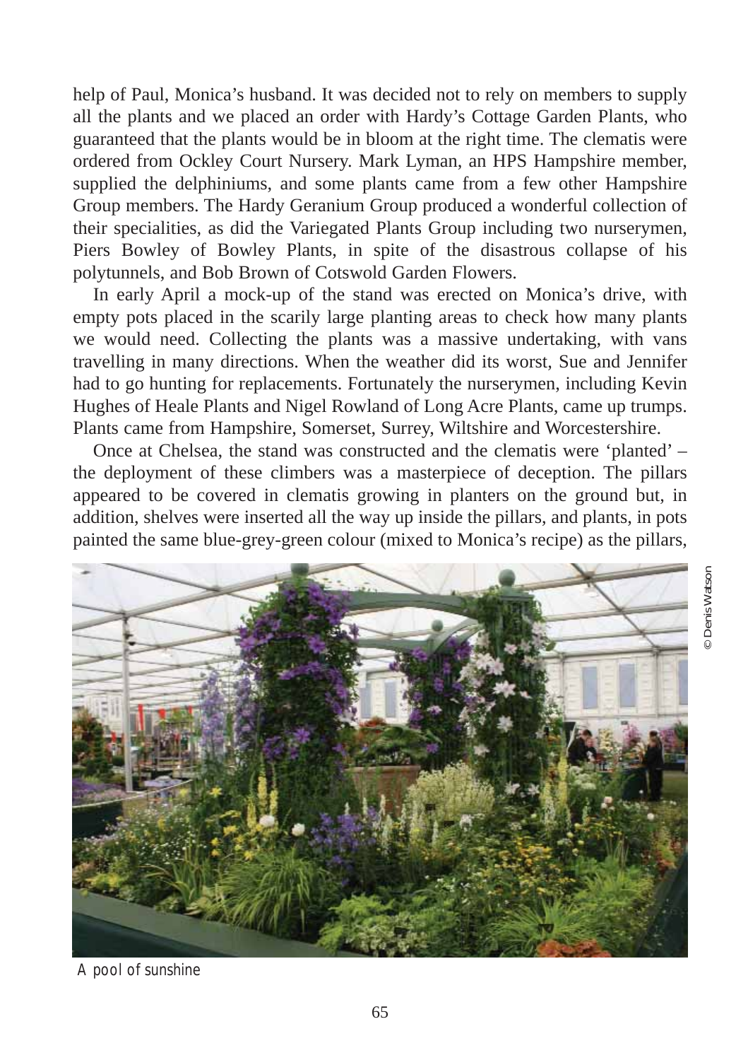help of Paul, Monica's husband. It was decided not to rely on members to supply all the plants and we placed an order with Hardy's Cottage Garden Plants, who guaranteed that the plants would be in bloom at the right time. The clematis were ordered from Ockley Court Nursery. Mark Lyman, an HPS Hampshire member, supplied the delphiniums, and some plants came from a few other Hampshire Group members. The Hardy Geranium Group produced a wonderful collection of their specialities, as did the Variegated Plants Group including two nurserymen, Piers Bowley of Bowley Plants, in spite of the disastrous collapse of his polytunnels, and Bob Brown of Cotswold Garden Flowers.

In early April a mock-up of the stand was erected on Monica's drive, with empty pots placed in the scarily large planting areas to check how many plants we would need. Collecting the plants was a massive undertaking, with vans travelling in many directions. When the weather did its worst, Sue and Jennifer had to go hunting for replacements. Fortunately the nurserymen, including Kevin Hughes of Heale Plants and Nigel Rowland of Long Acre Plants, came up trumps. Plants came from Hampshire, Somerset, Surrey, Wiltshire and Worcestershire.

Once at Chelsea, the stand was constructed and the clematis were 'planted' – the deployment of these climbers was a masterpiece of deception. The pillars appeared to be covered in clematis growing in planters on the ground but, in addition, shelves were inserted all the way up inside the pillars, and plants, in pots painted the same blue-grey-green colour (mixed to Monica's recipe) as the pillars,

© Denis Watson

A pool of sunshine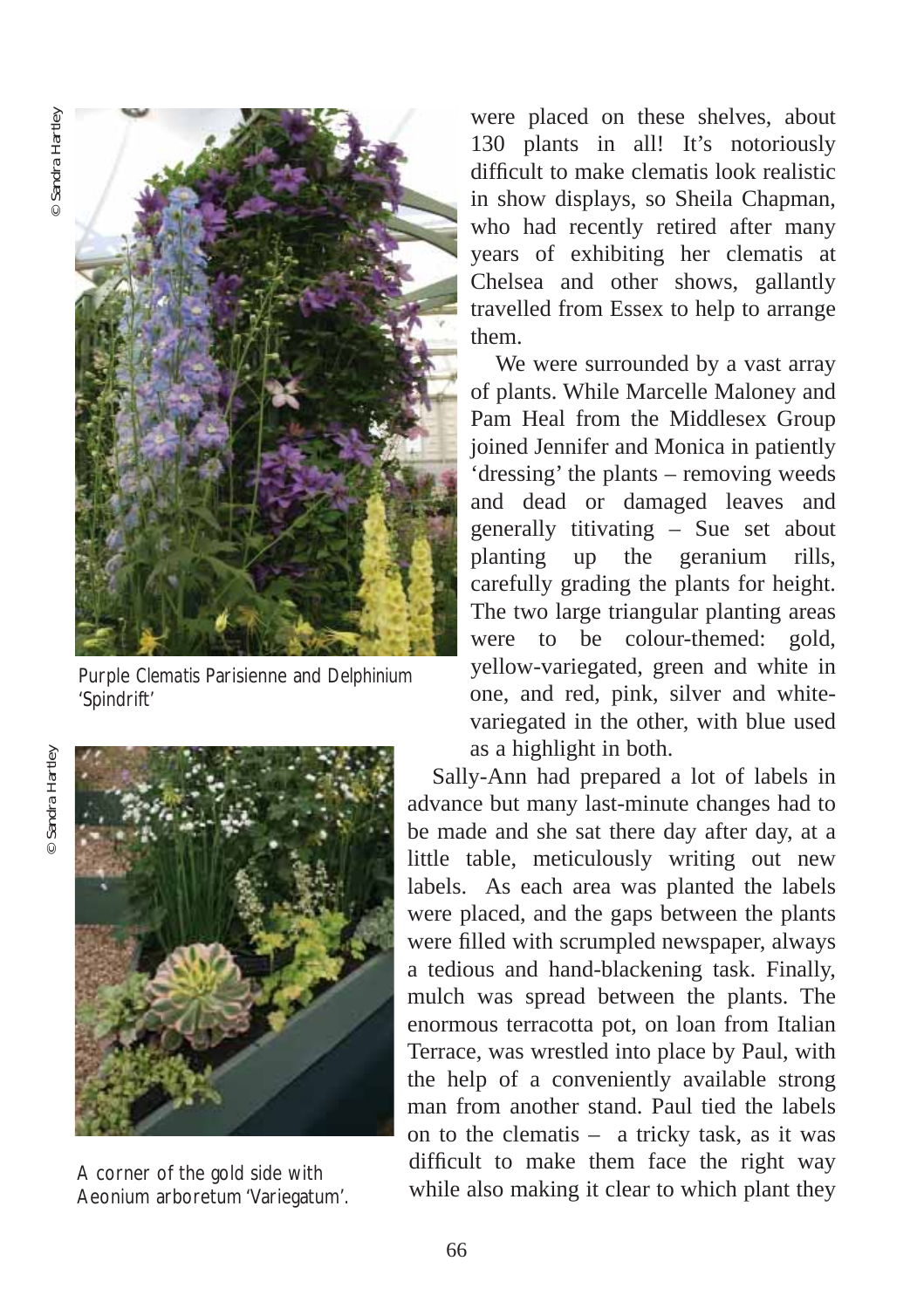were placed on these shelves, about 130 plants in all! It's notoriously difficult to make clematis look realistic in show displays, so Sheila Chapman, who had recently retired after many years of exhibiting her clematis at Chelsea and other shows, gallantly travelled from Essex to help to arrange them.

We were surrounded by a vast array of plants. While Marcelle Maloney and Pam Heal from the Middlesex Group joined Jennifer and Monica in patiently 'dressing' the plants – removing weeds and dead or damaged leaves and generally titivating – Sue set about planting up the geranium rills, carefully grading the plants for height. The two large triangular planting areas were to be colour-themed: gold, yellow-variegated, green and white in one, and red, pink, silver and white-variegated in the other, with blue used as a highlight in both.

Sally-Ann had prepared a lot of labels in advance but many last-minute changes had to be made and she sat there day after day, at a little table, meticulously writing out new labels. As each area was planted the labels were placed, and the gaps between the plants were filled with scrumpled newspaper, always a tedious and hand-blackening task. Finally, mulch was spread between the plants. The enormous terracotta pot, on loan from Italian Terrace, was wrestled into place by Paul, with the help of a conveniently available strong man from another stand. Paul tied the labels on to the clematis – a tricky task, as it was difficult to make them face the right way while also making it clear to which plant they

© Sandra Hartley

Purple Clematis Parisienne and Delphinium 'Spindrift'

© Sandra Hartley

A corner of the gold side with Aeonium arboretum 'Variegatum'.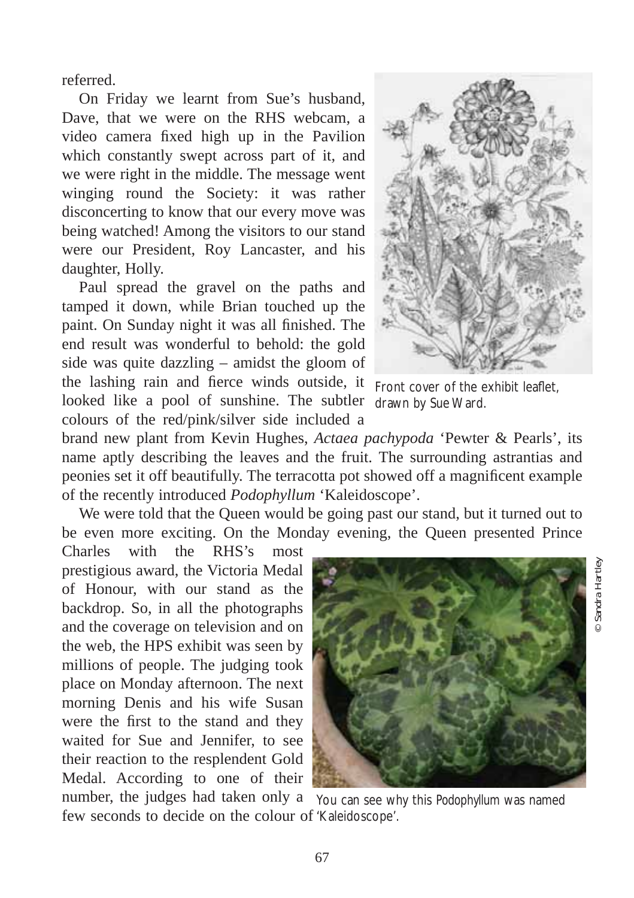referred.

On Friday we learnt from Sue's husband, Dave, that we were on the RHS webcam, a video camera fixed high up in the Pavilion which constantly swept across part of it, and we were right in the middle. The message went winging round the Society: it was rather disconcerting to know that our every move was being watched! Among the visitors to our stand were our President, Roy Lancaster, and his daughter, Holly.

Paul spread the gravel on the paths and tamped it down, while Brian touched up the paint. On Sunday night it was all finished. The end result was wonderful to behold: the gold side was quite dazzling – amidst the gloom of the lashing rain and fierce winds outside, it looked like a pool of sunshine. The subtler colours of the red/pink/silver side included a brand new plant from Kevin Hughes, *Actaea pachypoda* 'Pewter & Pearls', its name aptly describing the leaves and the fruit. The surrounding astrantias and peonies set it off beautifully. The terracotta pot showed off a magnificent example of the recently introduced *Podophyllum* 'Kaleidoscope'.

Front cover of the exhibit leaflet, drawn by Sue Ward.

We were told that the Queen would be going past our stand, but it turned out to be even more exciting. On the Monday evening, the Queen presented Prince Charles with the RHS's most prestigious award, the Victoria Medal of Honour, with our stand as the backdrop. So, in all the photographs and the coverage on television and on the web, the HPS exhibit was seen by millions of people. The judging took place on Monday afternoon. The next morning Denis and his wife Susan were the first to the stand and they waited for Sue and Jennifer, to see their reaction to the resplendent Gold Medal. According to one of their number, the judges had taken only a few seconds to decide on the colour of

© Sandra Hartley

You can see why this *Podophyllum* was named 'Kaleidoscope'.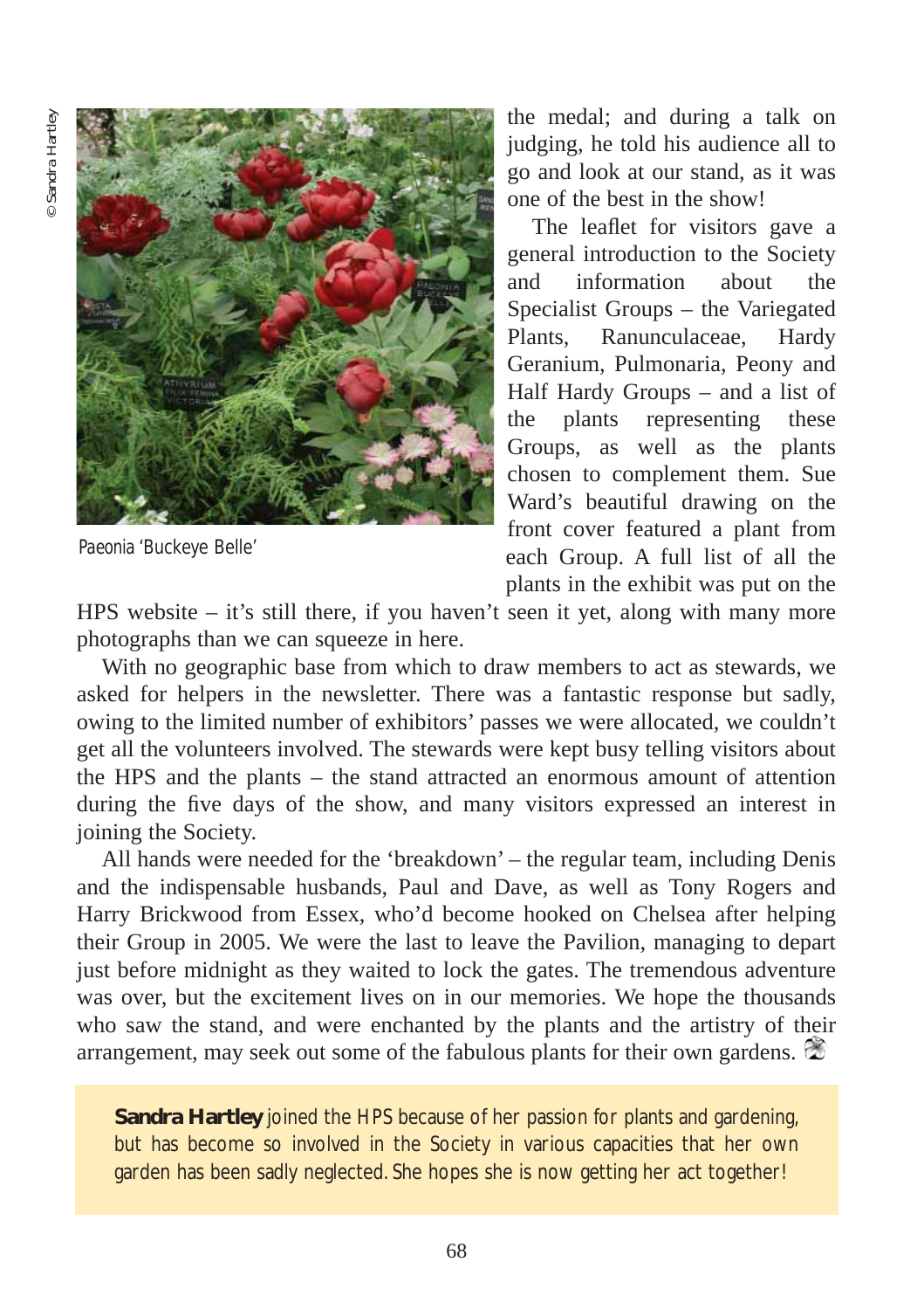Paeonia 'Buckeye Belle'

the medal; and during a talk on judging, he told his audience all to go and look at our stand, as it was one of the best in the show!

The leaflet for visitors gave a general introduction to the Society and information about the Specialist Groups – the Variegated Plants, Ranunculaceae, Hardy Geranium, Pulmonaria, Peony and Half Hardy Groups – and a list of the plants representing these Groups, as well as the plants chosen to complement them. Sue Ward's beautiful drawing on the front cover featured a plant from each Group. A full list of all the plants in the exhibit was put on the HPS website – it's still there, if you haven't seen it yet, along with many more photographs than we can squeeze in here.

With no geographic base from which to draw members to act as stewards, we asked for helpers in the newsletter. There was a fantastic response but sadly, owing to the limited number of exhibitors' passes we were allocated, we couldn't get all the volunteers involved. The stewards were kept busy telling visitors about the HPS and the plants – the stand attracted an enormous amount of attention during the five days of the show, and many visitors expressed an interest in joining the Society.

All hands were needed for the 'breakdown' – the regular team, including Denis and the indispensable husbands, Paul and Dave, as well as Tony Rogers and Harry Brickwood from Essex, who'd become hooked on Chelsea after helping their Group in 2005. We were the last to leave the Pavilion, managing to depart just before midnight as they waited to lock the gates. The tremendous adventure was over, but the excitement lives on in our memories. We hope the thousands who saw the stand, and were enchanted by the plants and the artistry of their arrangement, may seek out some of the fabulous plants for their own gardens.

**Sandra Hartley** joined the HPS because of her passion for plants and gardening, but has become so involved in the Society in various capacities that her own garden has been sadly neglected. She hopes she is now getting her act together!